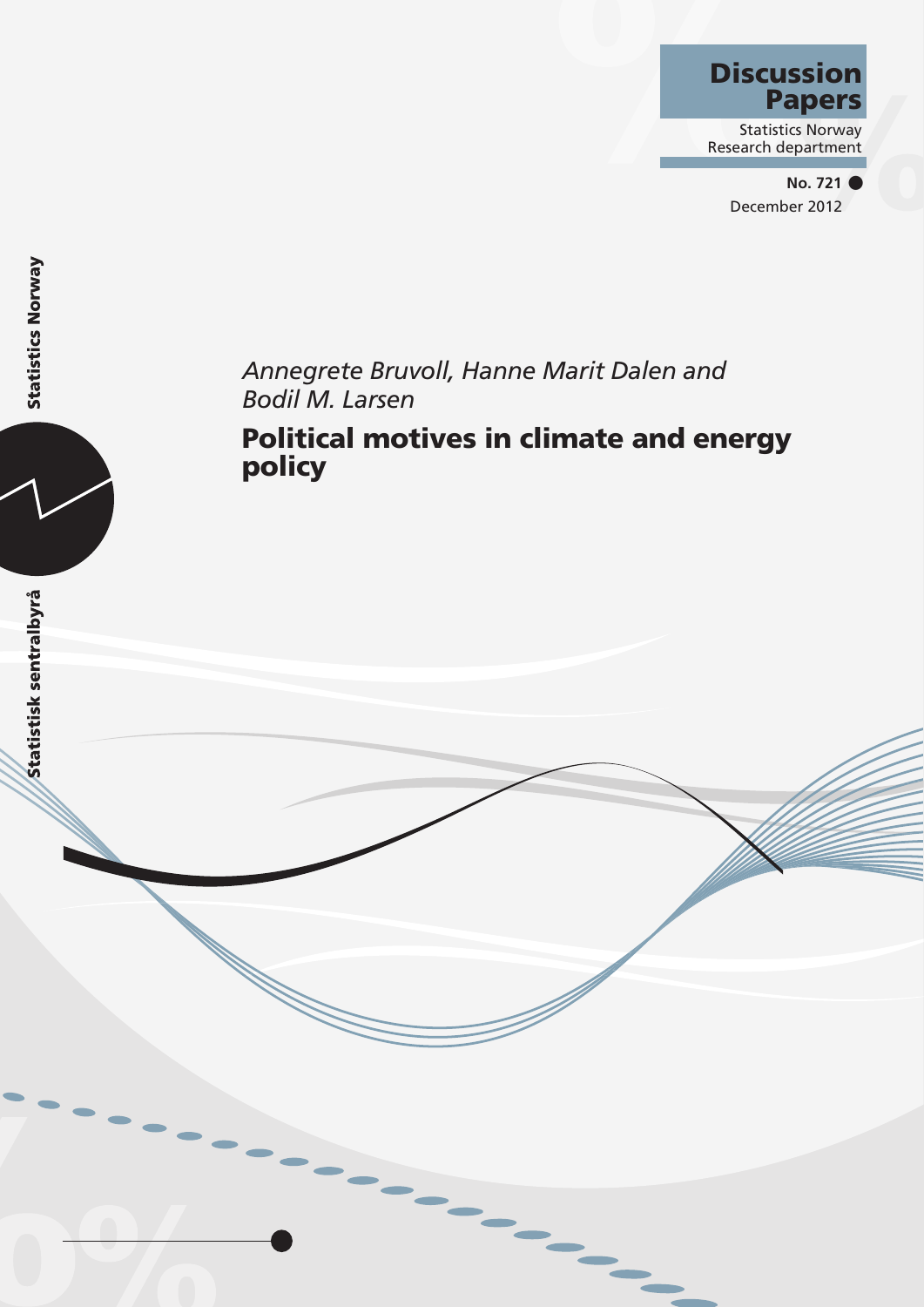**Discussion Papers**

Statistics Norway
Research department

**No. 721**
December 2012

*Annegrete Bruvoll, Hanne Marit Dalen and Bodil M. Larsen*

# Political motives in climate and energy policy

Statistics Norway

Statistisk sentralbyrå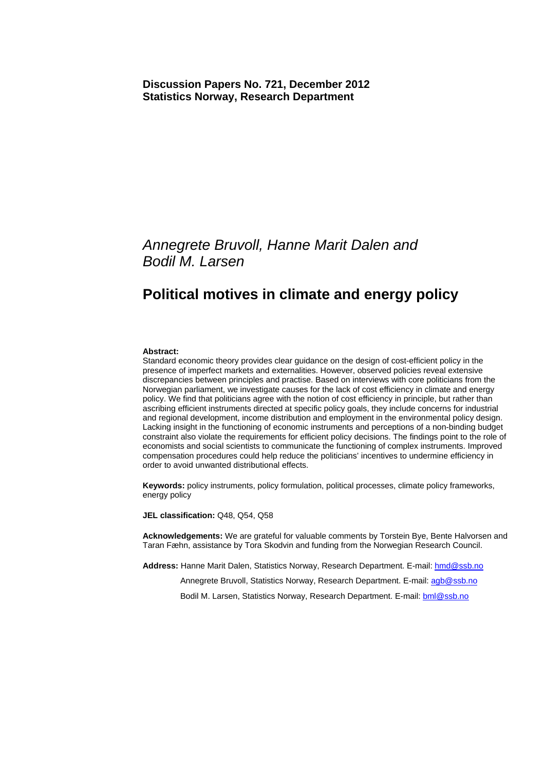**Discussion Papers No. 721, December 2012**
**Statistics Norway, Research Department**

*Annegrete Bruvoll, Hanne Marit Dalen and Bodil M. Larsen*

# Political motives in climate and energy policy

**Abstract:**
Standard economic theory provides clear guidance on the design of cost-efficient policy in the presence of imperfect markets and externalities. However, observed policies reveal extensive discrepancies between principles and practise. Based on interviews with core politicians from the Norwegian parliament, we investigate causes for the lack of cost efficiency in climate and energy policy. We find that politicians agree with the notion of cost efficiency in principle, but rather than ascribing efficient instruments directed at specific policy goals, they include concerns for industrial and regional development, income distribution and employment in the environmental policy design. Lacking insight in the functioning of economic instruments and perceptions of a non-binding budget constraint also violate the requirements for efficient policy decisions. The findings point to the role of economists and social scientists to communicate the functioning of complex instruments. Improved compensation procedures could help reduce the politicians' incentives to undermine efficiency in order to avoid unwanted distributional effects.

**Keywords:** policy instruments, policy formulation, political processes, climate policy frameworks, energy policy

**JEL classification:** Q48, Q54, Q58

**Acknowledgements:** We are grateful for valuable comments by Torstein Bye, Bente Halvorsen and Taran Fæhn, assistance by Tora Skodvin and funding from the Norwegian Research Council.

**Address:** Hanne Marit Dalen, Statistics Norway, Research Department. E-mail: hmd@ssb.no

Annegrete Bruvoll, Statistics Norway, Research Department. E-mail: agb@ssb.no

Bodil M. Larsen, Statistics Norway, Research Department. E-mail: bml@ssb.no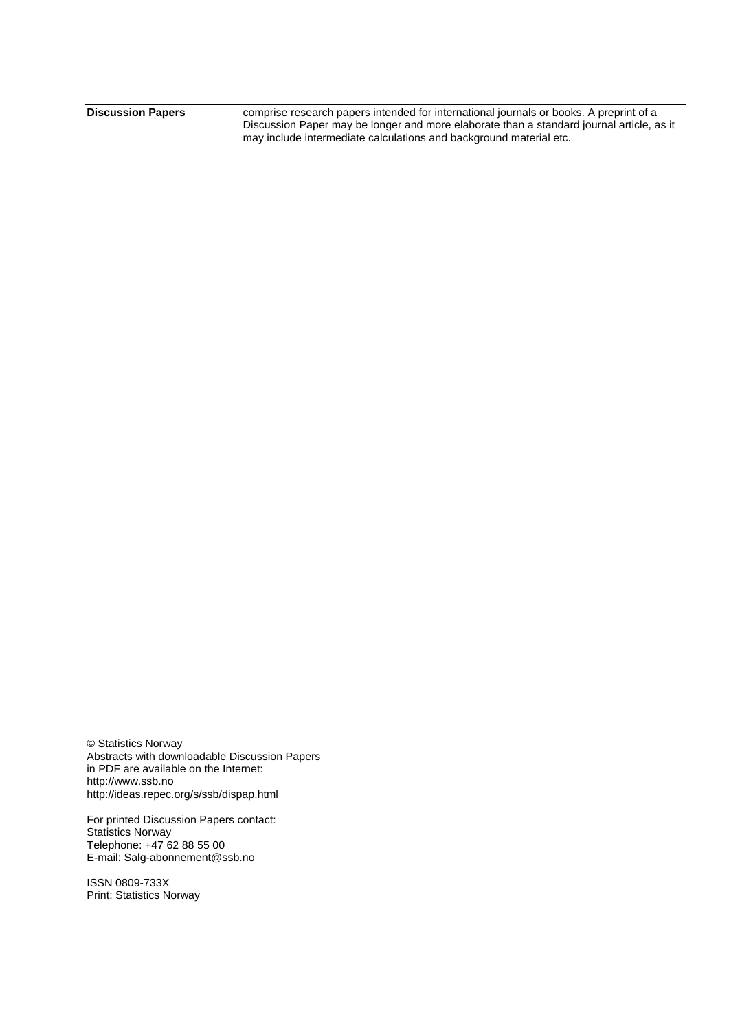**Discussion Papers** comprise research papers intended for international journals or books. A preprint of a Discussion Paper may be longer and more elaborate than a standard journal article, as it may include intermediate calculations and background material etc.

© Statistics Norway
Abstracts with downloadable Discussion Papers in PDF are available on the Internet:
http://www.ssb.no
http://ideas.repec.org/s/ssb/dispap.html

For printed Discussion Papers contact:
Statistics Norway
Telephone: +47 62 88 55 00
E-mail: Salg-abonnement@ssb.no

ISSN 0809-733X
Print: Statistics Norway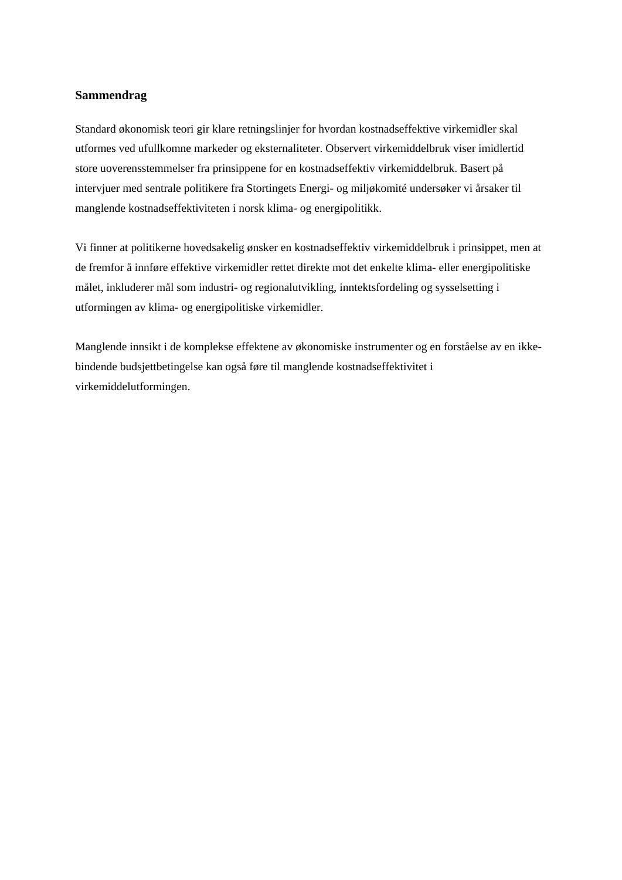## Sammendrag

Standard økonomisk teori gir klare retningslinjer for hvordan kostnadseffektive virkemidler skal utformes ved ufullkomne markeder og eksternaliteter. Observert virkemiddelbruk viser imidlertid store uoverensstemmelser fra prinsippene for en kostnadseffektiv virkemiddelbruk. Basert på intervjuer med sentrale politikere fra Stortingets Energi- og miljøkomité undersøker vi årsaker til manglende kostnadseffektiviteten i norsk klima- og energipolitikk.

Vi finner at politikerne hovedsakelig ønsker en kostnadseffektiv virkemiddelbruk i prinsippet, men at de fremfor å innføre effektive virkemidler rettet direkte mot det enkelte klima- eller energipolitiske målet, inkluderer mål som industri- og regionalutvikling, inntektsfordeling og sysselsetting i utformingen av klima- og energipolitiske virkemidler.

Manglende innsikt i de komplekse effektene av økonomiske instrumenter og en forståelse av en ikke-bindende budsjettbetingelse kan også føre til manglende kostnadseffektivitet i virkemiddelutformingen.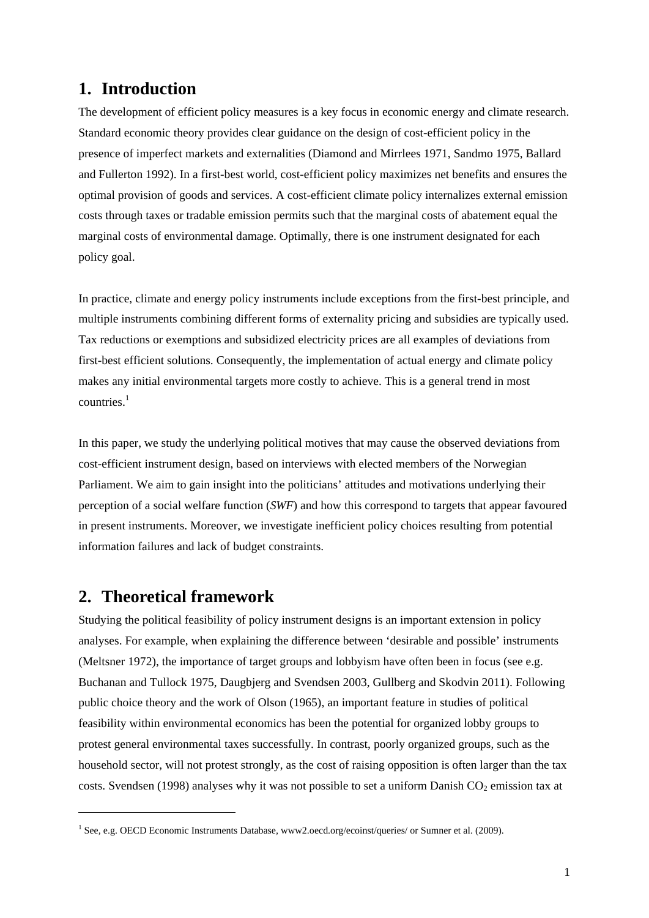## 1. Introduction

The development of efficient policy measures is a key focus in economic energy and climate research. Standard economic theory provides clear guidance on the design of cost-efficient policy in the presence of imperfect markets and externalities (Diamond and Mirrlees 1971, Sandmo 1975, Ballard and Fullerton 1992). In a first-best world, cost-efficient policy maximizes net benefits and ensures the optimal provision of goods and services. A cost-efficient climate policy internalizes external emission costs through taxes or tradable emission permits such that the marginal costs of abatement equal the marginal costs of environmental damage. Optimally, there is one instrument designated for each policy goal.

In practice, climate and energy policy instruments include exceptions from the first-best principle, and multiple instruments combining different forms of externality pricing and subsidies are typically used. Tax reductions or exemptions and subsidized electricity prices are all examples of deviations from first-best efficient solutions. Consequently, the implementation of actual energy and climate policy makes any initial environmental targets more costly to achieve. This is a general trend in most countries.[1]

In this paper, we study the underlying political motives that may cause the observed deviations from cost-efficient instrument design, based on interviews with elected members of the Norwegian Parliament. We aim to gain insight into the politicians' attitudes and motivations underlying their perception of a social welfare function (*SWF*) and how this correspond to targets that appear favoured in present instruments. Moreover, we investigate inefficient policy choices resulting from potential information failures and lack of budget constraints.

## 2. Theoretical framework

Studying the political feasibility of policy instrument designs is an important extension in policy analyses. For example, when explaining the difference between 'desirable and possible' instruments (Meltsner 1972), the importance of target groups and lobbyism have often been in focus (see e.g. Buchanan and Tullock 1975, Daugbjerg and Svendsen 2003, Gullberg and Skodvin 2011). Following public choice theory and the work of Olson (1965), an important feature in studies of political feasibility within environmental economics has been the potential for organized lobby groups to protest general environmental taxes successfully. In contrast, poorly organized groups, such as the household sector, will not protest strongly, as the cost of raising opposition is often larger than the tax costs. Svendsen (1998) analyses why it was not possible to set a uniform Danish $CO_2$ emission tax at

[1] See, e.g. OECD Economic Instruments Database, www2.oecd.org/ecoinst/queries/ or Sumner et al. (2009).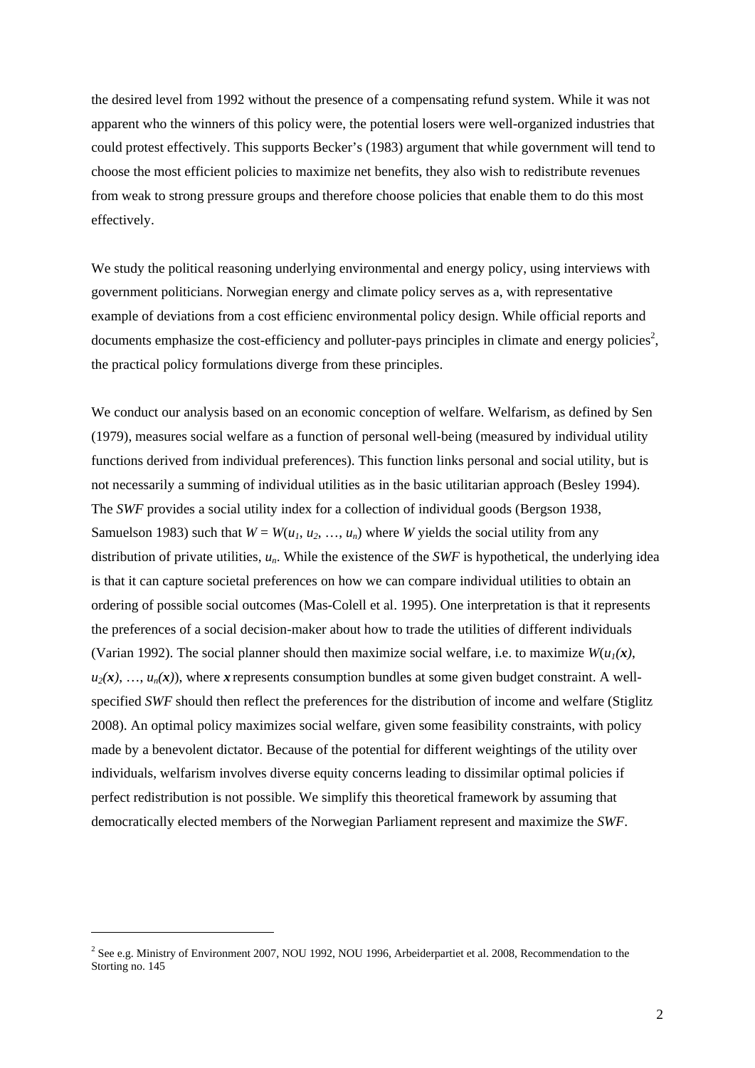the desired level from 1992 without the presence of a compensating refund system. While it was not apparent who the winners of this policy were, the potential losers were well-organized industries that could protest effectively. This supports Becker's (1983) argument that while government will tend to choose the most efficient policies to maximize net benefits, they also wish to redistribute revenues from weak to strong pressure groups and therefore choose policies that enable them to do this most effectively.

We study the political reasoning underlying environmental and energy policy, using interviews with government politicians. Norwegian energy and climate policy serves as a, with representative example of deviations from a cost efficienc environmental policy design. While official reports and documents emphasize the cost-efficiency and polluter-pays principles in climate and energy policies[2], the practical policy formulations diverge from these principles.

We conduct our analysis based on an economic conception of welfare. Welfarism, as defined by Sen (1979), measures social welfare as a function of personal well-being (measured by individual utility functions derived from individual preferences). This function links personal and social utility, but is not necessarily a summing of individual utilities as in the basic utilitarian approach (Besley 1994). The *SWF* provides a social utility index for a collection of individual goods (Bergson 1938, Samuelson 1983) such that $W = W(u_1, u_2, \ldots, u_n)$ where $W$ yields the social utility from any distribution of private utilities, $u_n$. While the existence of the *SWF* is hypothetical, the underlying idea is that it can capture societal preferences on how we can compare individual utilities to obtain an ordering of possible social outcomes (Mas-Colell et al. 1995). One interpretation is that it represents the preferences of a social decision-maker about how to trade the utilities of different individuals (Varian 1992). The social planner should then maximize social welfare, i.e. to maximize $W(u_1(\boldsymbol{x}), u_2(\boldsymbol{x}), \ldots, u_n(\boldsymbol{x}))$, where $\boldsymbol{x}$ represents consumption bundles at some given budget constraint. A well-specified *SWF* should then reflect the preferences for the distribution of income and welfare (Stiglitz 2008). An optimal policy maximizes social welfare, given some feasibility constraints, with policy made by a benevolent dictator. Because of the potential for different weightings of the utility over individuals, welfarism involves diverse equity concerns leading to dissimilar optimal policies if perfect redistribution is not possible. We simplify this theoretical framework by assuming that democratically elected members of the Norwegian Parliament represent and maximize the *SWF*.

---

[2] See e.g. Ministry of Environment 2007, NOU 1992, NOU 1996, Arbeiderpartiet et al. 2008, Recommendation to the Storting no. 145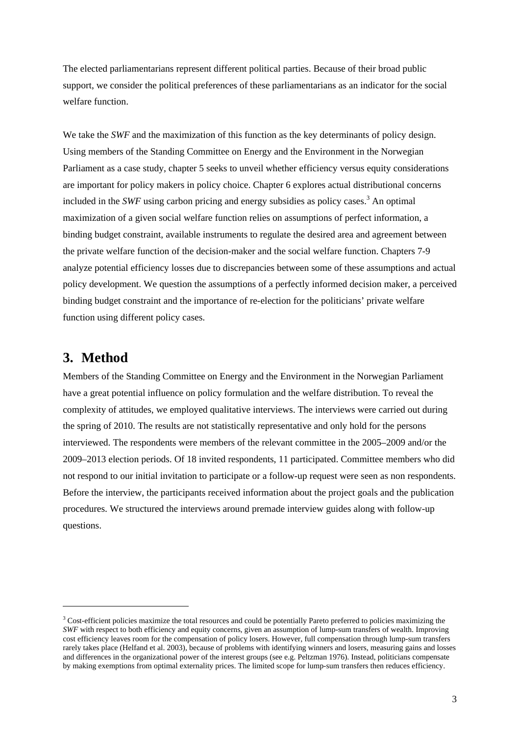The elected parliamentarians represent different political parties. Because of their broad public support, we consider the political preferences of these parliamentarians as an indicator for the social welfare function.

We take the *SWF* and the maximization of this function as the key determinants of policy design. Using members of the Standing Committee on Energy and the Environment in the Norwegian Parliament as a case study, chapter 5 seeks to unveil whether efficiency versus equity considerations are important for policy makers in policy choice. Chapter 6 explores actual distributional concerns included in the *SWF* using carbon pricing and energy subsidies as policy cases.[3] An optimal maximization of a given social welfare function relies on assumptions of perfect information, a binding budget constraint, available instruments to regulate the desired area and agreement between the private welfare function of the decision-maker and the social welfare function. Chapters 7-9 analyze potential efficiency losses due to discrepancies between some of these assumptions and actual policy development. We question the assumptions of a perfectly informed decision maker, a perceived binding budget constraint and the importance of re-election for the politicians' private welfare function using different policy cases.

# 3. Method

Members of the Standing Committee on Energy and the Environment in the Norwegian Parliament have a great potential influence on policy formulation and the welfare distribution. To reveal the complexity of attitudes, we employed qualitative interviews. The interviews were carried out during the spring of 2010. The results are not statistically representative and only hold for the persons interviewed. The respondents were members of the relevant committee in the 2005–2009 and/or the 2009–2013 election periods. Of 18 invited respondents, 11 participated. Committee members who did not respond to our initial invitation to participate or a follow-up request were seen as non respondents. Before the interview, the participants received information about the project goals and the publication procedures. We structured the interviews around premade interview guides along with follow-up questions.

---

[3] Cost-efficient policies maximize the total resources and could be potentially Pareto preferred to policies maximizing the *SWF* with respect to both efficiency and equity concerns, given an assumption of lump-sum transfers of wealth. Improving cost efficiency leaves room for the compensation of policy losers. However, full compensation through lump-sum transfers rarely takes place (Helfand et al. 2003), because of problems with identifying winners and losers, measuring gains and losses and differences in the organizational power of the interest groups (see e.g. Peltzman 1976). Instead, politicians compensate by making exemptions from optimal externality prices. The limited scope for lump-sum transfers then reduces efficiency.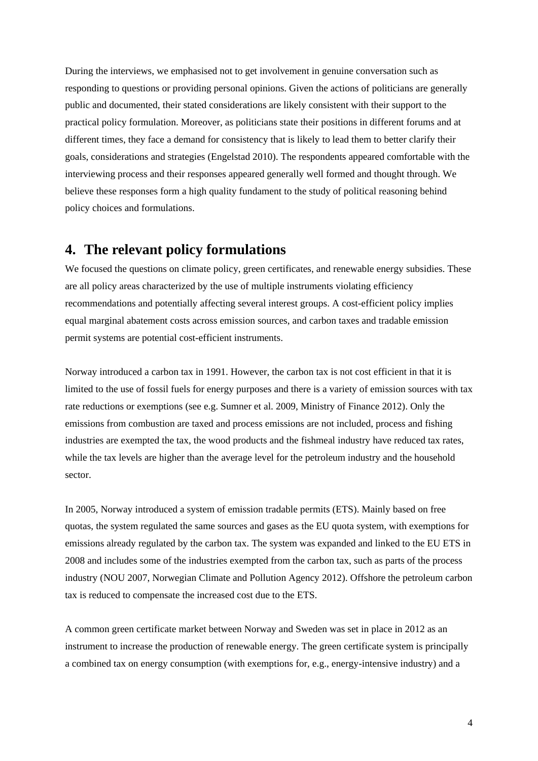During the interviews, we emphasised not to get involvement in genuine conversation such as responding to questions or providing personal opinions. Given the actions of politicians are generally public and documented, their stated considerations are likely consistent with their support to the practical policy formulation. Moreover, as politicians state their positions in different forums and at different times, they face a demand for consistency that is likely to lead them to better clarify their goals, considerations and strategies (Engelstad 2010). The respondents appeared comfortable with the interviewing process and their responses appeared generally well formed and thought through. We believe these responses form a high quality fundament to the study of political reasoning behind policy choices and formulations.

# 4. The relevant policy formulations

We focused the questions on climate policy, green certificates, and renewable energy subsidies. These are all policy areas characterized by the use of multiple instruments violating efficiency recommendations and potentially affecting several interest groups. A cost-efficient policy implies equal marginal abatement costs across emission sources, and carbon taxes and tradable emission permit systems are potential cost-efficient instruments.

Norway introduced a carbon tax in 1991. However, the carbon tax is not cost efficient in that it is limited to the use of fossil fuels for energy purposes and there is a variety of emission sources with tax rate reductions or exemptions (see e.g. Sumner et al. 2009, Ministry of Finance 2012). Only the emissions from combustion are taxed and process emissions are not included, process and fishing industries are exempted the tax, the wood products and the fishmeal industry have reduced tax rates, while the tax levels are higher than the average level for the petroleum industry and the household sector.

In 2005, Norway introduced a system of emission tradable permits (ETS). Mainly based on free quotas, the system regulated the same sources and gases as the EU quota system, with exemptions for emissions already regulated by the carbon tax. The system was expanded and linked to the EU ETS in 2008 and includes some of the industries exempted from the carbon tax, such as parts of the process industry (NOU 2007, Norwegian Climate and Pollution Agency 2012). Offshore the petroleum carbon tax is reduced to compensate the increased cost due to the ETS.

A common green certificate market between Norway and Sweden was set in place in 2012 as an instrument to increase the production of renewable energy. The green certificate system is principally a combined tax on energy consumption (with exemptions for, e.g., energy-intensive industry) and a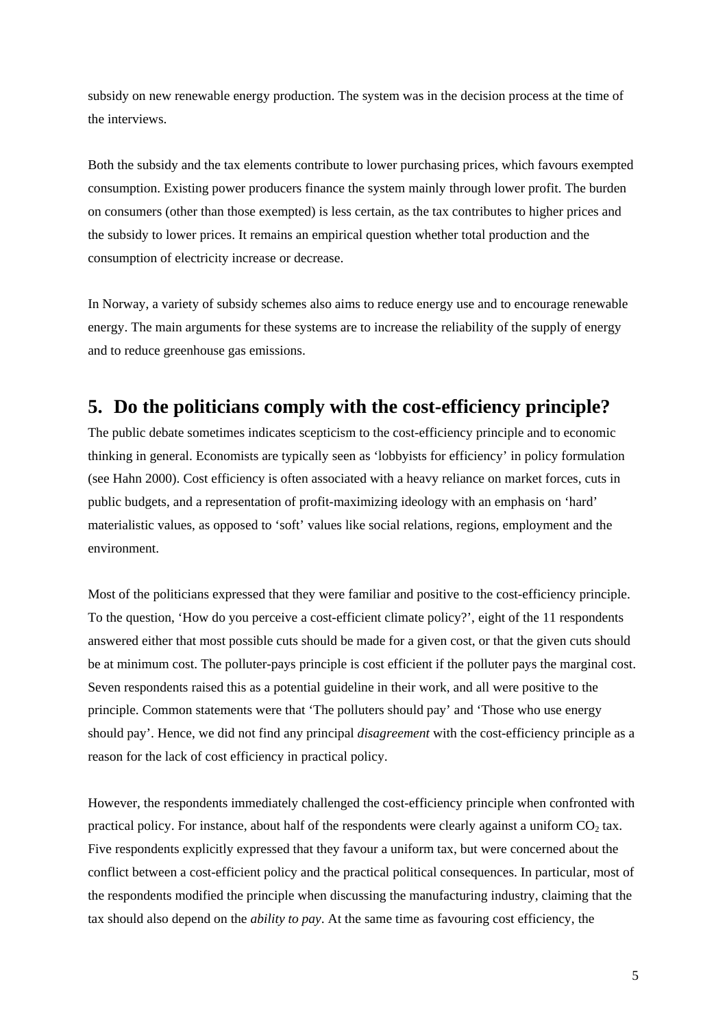subsidy on new renewable energy production. The system was in the decision process at the time of the interviews.

Both the subsidy and the tax elements contribute to lower purchasing prices, which favours exempted consumption. Existing power producers finance the system mainly through lower profit. The burden on consumers (other than those exempted) is less certain, as the tax contributes to higher prices and the subsidy to lower prices. It remains an empirical question whether total production and the consumption of electricity increase or decrease.

In Norway, a variety of subsidy schemes also aims to reduce energy use and to encourage renewable energy. The main arguments for these systems are to increase the reliability of the supply of energy and to reduce greenhouse gas emissions.

## 5. Do the politicians comply with the cost-efficiency principle?

The public debate sometimes indicates scepticism to the cost-efficiency principle and to economic thinking in general. Economists are typically seen as 'lobbyists for efficiency' in policy formulation (see Hahn 2000). Cost efficiency is often associated with a heavy reliance on market forces, cuts in public budgets, and a representation of profit-maximizing ideology with an emphasis on 'hard' materialistic values, as opposed to 'soft' values like social relations, regions, employment and the environment.

Most of the politicians expressed that they were familiar and positive to the cost-efficiency principle. To the question, 'How do you perceive a cost-efficient climate policy?', eight of the 11 respondents answered either that most possible cuts should be made for a given cost, or that the given cuts should be at minimum cost. The polluter-pays principle is cost efficient if the polluter pays the marginal cost. Seven respondents raised this as a potential guideline in their work, and all were positive to the principle. Common statements were that 'The polluters should pay' and 'Those who use energy should pay'. Hence, we did not find any principal *disagreement* with the cost-efficiency principle as a reason for the lack of cost efficiency in practical policy.

However, the respondents immediately challenged the cost-efficiency principle when confronted with practical policy. For instance, about half of the respondents were clearly against a uniform $CO_2$ tax. Five respondents explicitly expressed that they favour a uniform tax, but were concerned about the conflict between a cost-efficient policy and the practical political consequences. In particular, most of the respondents modified the principle when discussing the manufacturing industry, claiming that the tax should also depend on the *ability to pay*. At the same time as favouring cost efficiency, the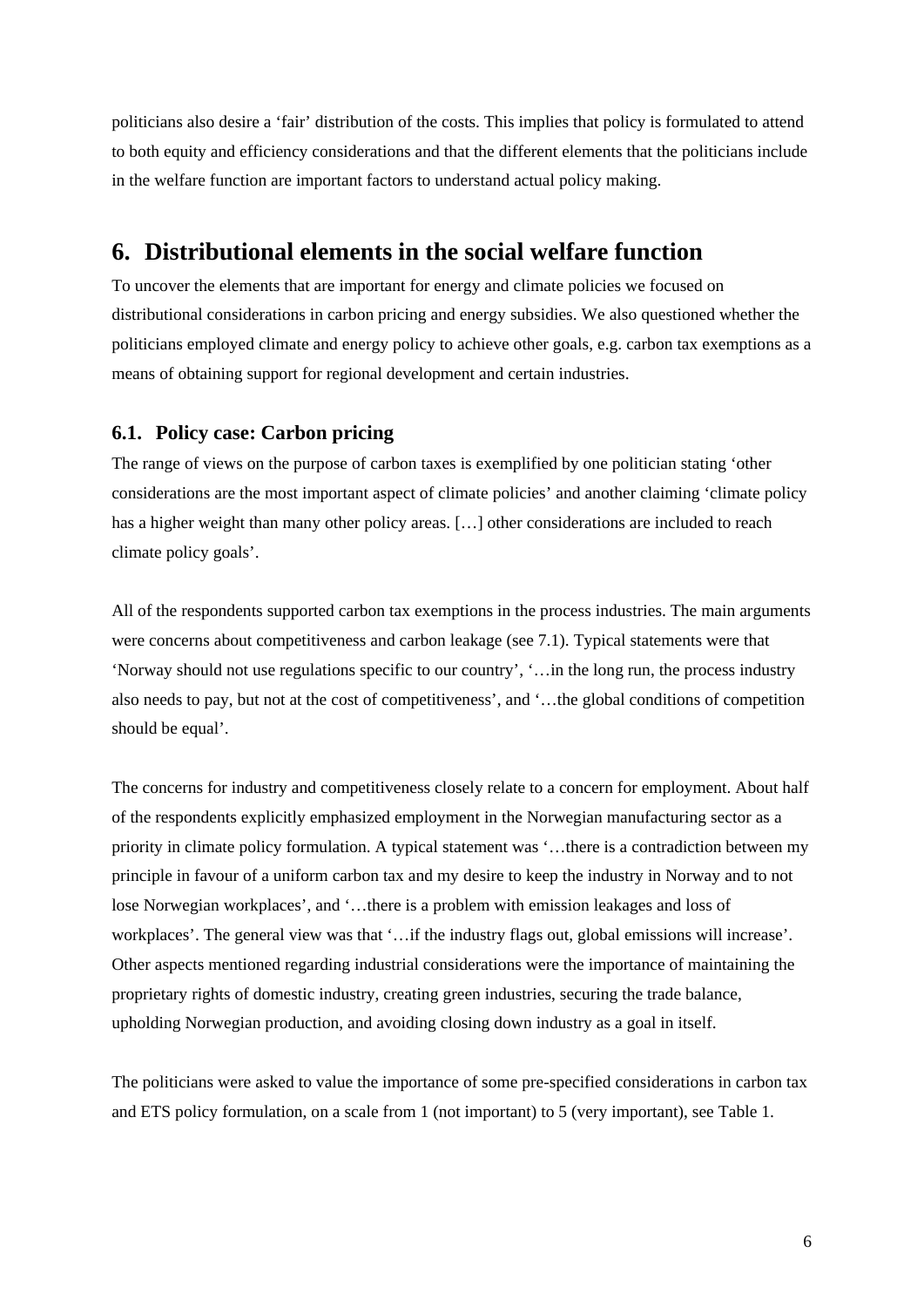politicians also desire a 'fair' distribution of the costs. This implies that policy is formulated to attend to both equity and efficiency considerations and that the different elements that the politicians include in the welfare function are important factors to understand actual policy making.

# 6. Distributional elements in the social welfare function

To uncover the elements that are important for energy and climate policies we focused on distributional considerations in carbon pricing and energy subsidies. We also questioned whether the politicians employed climate and energy policy to achieve other goals, e.g. carbon tax exemptions as a means of obtaining support for regional development and certain industries.

## 6.1. Policy case: Carbon pricing

The range of views on the purpose of carbon taxes is exemplified by one politician stating 'other considerations are the most important aspect of climate policies' and another claiming 'climate policy has a higher weight than many other policy areas. […] other considerations are included to reach climate policy goals'.

All of the respondents supported carbon tax exemptions in the process industries. The main arguments were concerns about competitiveness and carbon leakage (see 7.1). Typical statements were that 'Norway should not use regulations specific to our country', '…in the long run, the process industry also needs to pay, but not at the cost of competitiveness', and '…the global conditions of competition should be equal'.

The concerns for industry and competitiveness closely relate to a concern for employment. About half of the respondents explicitly emphasized employment in the Norwegian manufacturing sector as a priority in climate policy formulation. A typical statement was '…there is a contradiction between my principle in favour of a uniform carbon tax and my desire to keep the industry in Norway and to not lose Norwegian workplaces', and '…there is a problem with emission leakages and loss of workplaces'. The general view was that '…if the industry flags out, global emissions will increase'. Other aspects mentioned regarding industrial considerations were the importance of maintaining the proprietary rights of domestic industry, creating green industries, securing the trade balance, upholding Norwegian production, and avoiding closing down industry as a goal in itself.

The politicians were asked to value the importance of some pre-specified considerations in carbon tax and ETS policy formulation, on a scale from 1 (not important) to 5 (very important), see Table 1.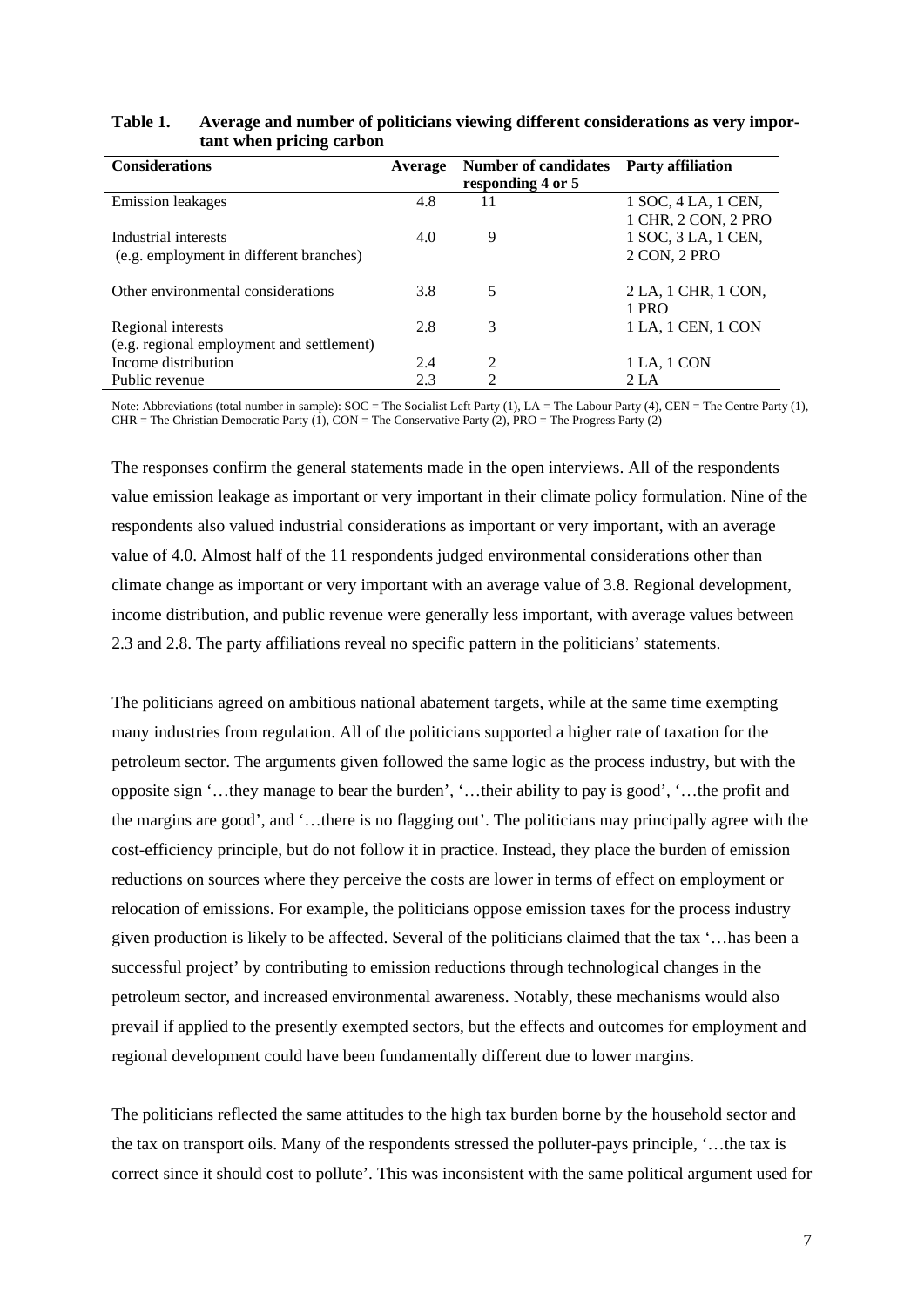**Table 1. Average and number of politicians viewing different considerations as very important when pricing carbon**

| Considerations | Average | Number of candidates responding 4 or 5 | Party affiliation |
|---|---|---|---|
| Emission leakages | 4.8 | 11 | 1 SOC, 4 LA, 1 CEN, 1 CHR, 2 CON, 2 PRO |
| Industrial interests (e.g. employment in different branches) | 4.0 | 9 | 1 SOC, 3 LA, 1 CEN, 2 CON, 2 PRO |
| Other environmental considerations | 3.8 | 5 | 2 LA, 1 CHR, 1 CON, 1 PRO |
| Regional interests (e.g. regional employment and settlement) | 2.8 | 3 | 1 LA, 1 CEN, 1 CON |
| Income distribution | 2.4 | 2 | 1 LA, 1 CON |
| Public revenue | 2.3 | 2 | 2 LA |

Note: Abbreviations (total number in sample): SOC = The Socialist Left Party (1), LA = The Labour Party (4), CEN = The Centre Party (1), CHR = The Christian Democratic Party (1), CON = The Conservative Party (2), PRO = The Progress Party (2)

The responses confirm the general statements made in the open interviews. All of the respondents value emission leakage as important or very important in their climate policy formulation. Nine of the respondents also valued industrial considerations as important or very important, with an average value of 4.0. Almost half of the 11 respondents judged environmental considerations other than climate change as important or very important with an average value of 3.8. Regional development, income distribution, and public revenue were generally less important, with average values between 2.3 and 2.8. The party affiliations reveal no specific pattern in the politicians' statements.

The politicians agreed on ambitious national abatement targets, while at the same time exempting many industries from regulation. All of the politicians supported a higher rate of taxation for the petroleum sector. The arguments given followed the same logic as the process industry, but with the opposite sign '…they manage to bear the burden', '…their ability to pay is good', '…the profit and the margins are good', and '…there is no flagging out'. The politicians may principally agree with the cost-efficiency principle, but do not follow it in practice. Instead, they place the burden of emission reductions on sources where they perceive the costs are lower in terms of effect on employment or relocation of emissions. For example, the politicians oppose emission taxes for the process industry given production is likely to be affected. Several of the politicians claimed that the tax '…has been a successful project' by contributing to emission reductions through technological changes in the petroleum sector, and increased environmental awareness. Notably, these mechanisms would also prevail if applied to the presently exempted sectors, but the effects and outcomes for employment and regional development could have been fundamentally different due to lower margins.

The politicians reflected the same attitudes to the high tax burden borne by the household sector and the tax on transport oils. Many of the respondents stressed the polluter-pays principle, '…the tax is correct since it should cost to pollute'. This was inconsistent with the same political argument used for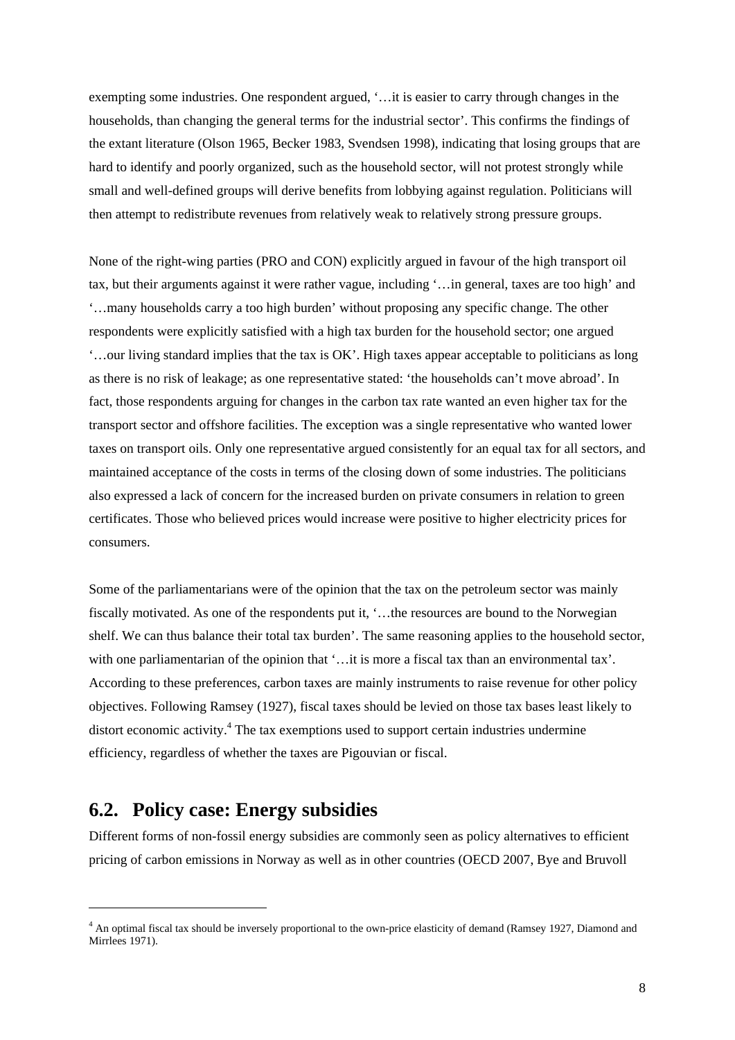exempting some industries. One respondent argued, '…it is easier to carry through changes in the households, than changing the general terms for the industrial sector'. This confirms the findings of the extant literature (Olson 1965, Becker 1983, Svendsen 1998), indicating that losing groups that are hard to identify and poorly organized, such as the household sector, will not protest strongly while small and well-defined groups will derive benefits from lobbying against regulation. Politicians will then attempt to redistribute revenues from relatively weak to relatively strong pressure groups.

None of the right-wing parties (PRO and CON) explicitly argued in favour of the high transport oil tax, but their arguments against it were rather vague, including '…in general, taxes are too high' and '…many households carry a too high burden' without proposing any specific change. The other respondents were explicitly satisfied with a high tax burden for the household sector; one argued '…our living standard implies that the tax is OK'. High taxes appear acceptable to politicians as long as there is no risk of leakage; as one representative stated: 'the households can't move abroad'. In fact, those respondents arguing for changes in the carbon tax rate wanted an even higher tax for the transport sector and offshore facilities. The exception was a single representative who wanted lower taxes on transport oils. Only one representative argued consistently for an equal tax for all sectors, and maintained acceptance of the costs in terms of the closing down of some industries. The politicians also expressed a lack of concern for the increased burden on private consumers in relation to green certificates. Those who believed prices would increase were positive to higher electricity prices for consumers.

Some of the parliamentarians were of the opinion that the tax on the petroleum sector was mainly fiscally motivated. As one of the respondents put it, '…the resources are bound to the Norwegian shelf. We can thus balance their total tax burden'. The same reasoning applies to the household sector, with one parliamentarian of the opinion that '…it is more a fiscal tax than an environmental tax'. According to these preferences, carbon taxes are mainly instruments to raise revenue for other policy objectives. Following Ramsey (1927), fiscal taxes should be levied on those tax bases least likely to distort economic activity.[4] The tax exemptions used to support certain industries undermine efficiency, regardless of whether the taxes are Pigouvian or fiscal.

## 6.2. Policy case: Energy subsidies

Different forms of non-fossil energy subsidies are commonly seen as policy alternatives to efficient pricing of carbon emissions in Norway as well as in other countries (OECD 2007, Bye and Bruvoll

[4] An optimal fiscal tax should be inversely proportional to the own-price elasticity of demand (Ramsey 1927, Diamond and Mirrlees 1971).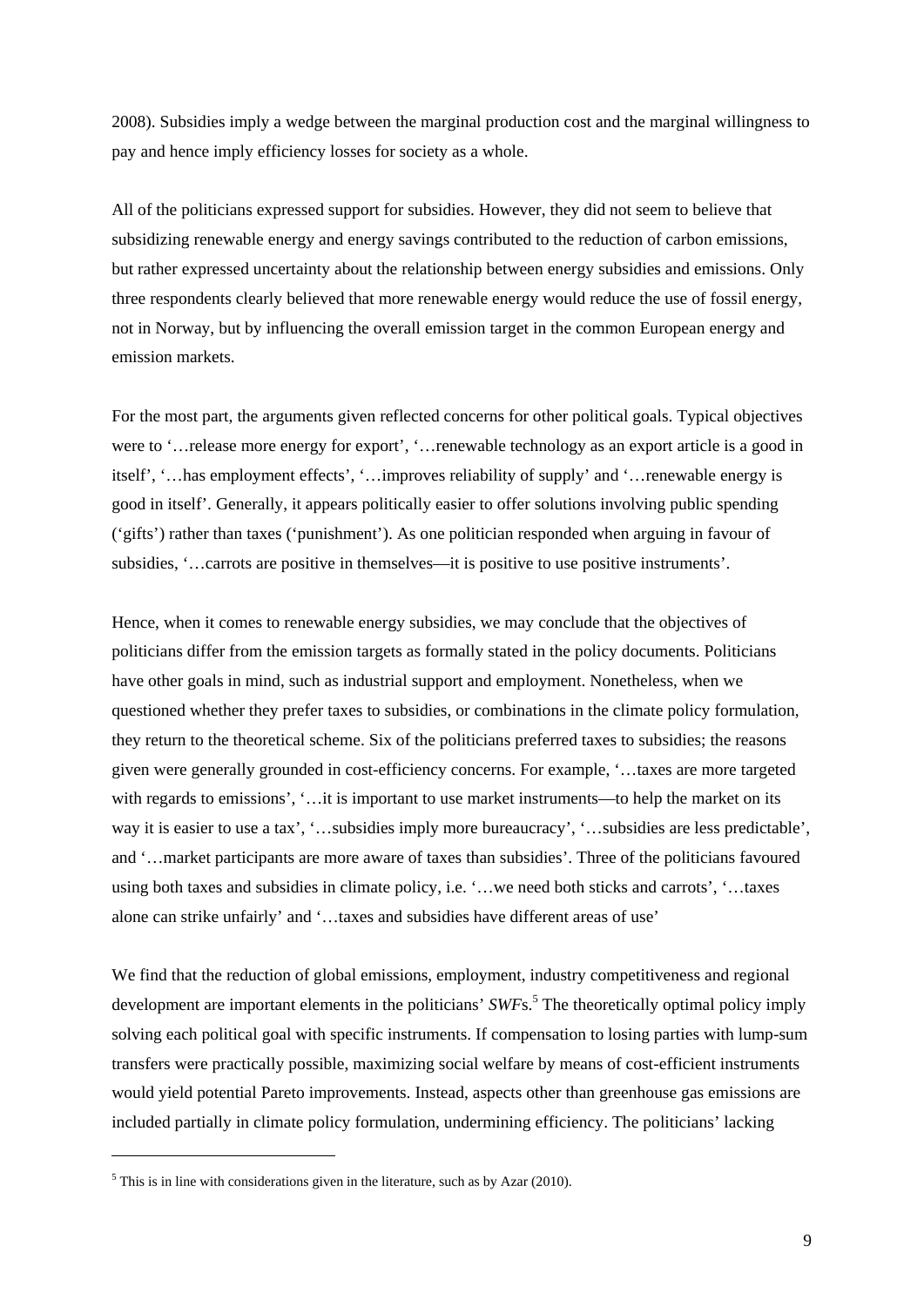2008). Subsidies imply a wedge between the marginal production cost and the marginal willingness to pay and hence imply efficiency losses for society as a whole.

All of the politicians expressed support for subsidies. However, they did not seem to believe that subsidizing renewable energy and energy savings contributed to the reduction of carbon emissions, but rather expressed uncertainty about the relationship between energy subsidies and emissions. Only three respondents clearly believed that more renewable energy would reduce the use of fossil energy, not in Norway, but by influencing the overall emission target in the common European energy and emission markets.

For the most part, the arguments given reflected concerns for other political goals. Typical objectives were to '…release more energy for export', '…renewable technology as an export article is a good in itself', '…has employment effects', '…improves reliability of supply' and '…renewable energy is good in itself'. Generally, it appears politically easier to offer solutions involving public spending ('gifts') rather than taxes ('punishment'). As one politician responded when arguing in favour of subsidies, '…carrots are positive in themselves—it is positive to use positive instruments'.

Hence, when it comes to renewable energy subsidies, we may conclude that the objectives of politicians differ from the emission targets as formally stated in the policy documents. Politicians have other goals in mind, such as industrial support and employment. Nonetheless, when we questioned whether they prefer taxes to subsidies, or combinations in the climate policy formulation, they return to the theoretical scheme. Six of the politicians preferred taxes to subsidies; the reasons given were generally grounded in cost-efficiency concerns. For example, '…taxes are more targeted with regards to emissions', '…it is important to use market instruments—to help the market on its way it is easier to use a tax', '…subsidies imply more bureaucracy', '…subsidies are less predictable', and '…market participants are more aware of taxes than subsidies'. Three of the politicians favoured using both taxes and subsidies in climate policy, i.e. '…we need both sticks and carrots', '…taxes alone can strike unfairly' and '…taxes and subsidies have different areas of use'

We find that the reduction of global emissions, employment, industry competitiveness and regional development are important elements in the politicians' *SWF*s.[5] The theoretically optimal policy imply solving each political goal with specific instruments. If compensation to losing parties with lump-sum transfers were practically possible, maximizing social welfare by means of cost-efficient instruments would yield potential Pareto improvements. Instead, aspects other than greenhouse gas emissions are included partially in climate policy formulation, undermining efficiency. The politicians' lacking

[5] This is in line with considerations given in the literature, such as by Azar (2010).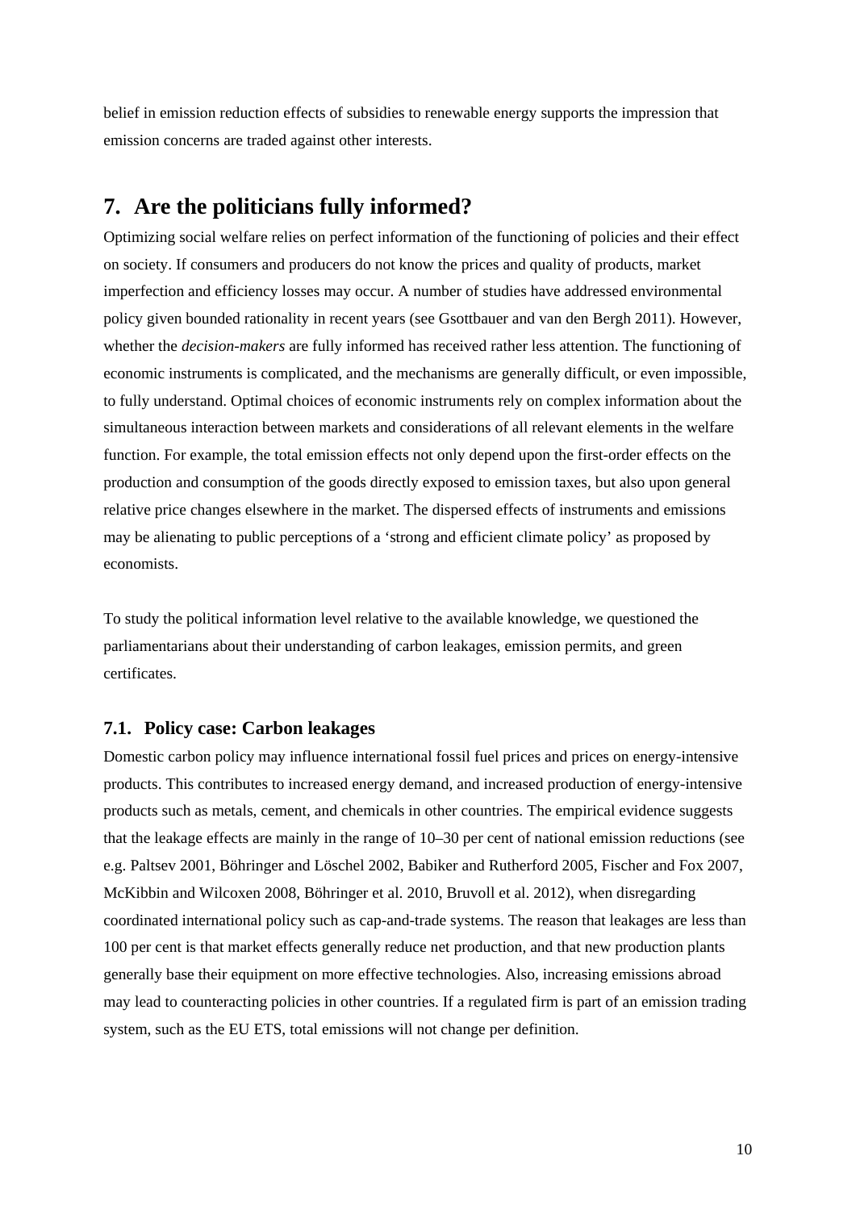belief in emission reduction effects of subsidies to renewable energy supports the impression that emission concerns are traded against other interests.

# 7. Are the politicians fully informed?

Optimizing social welfare relies on perfect information of the functioning of policies and their effect on society. If consumers and producers do not know the prices and quality of products, market imperfection and efficiency losses may occur. A number of studies have addressed environmental policy given bounded rationality in recent years (see Gsottbauer and van den Bergh 2011). However, whether the *decision-makers* are fully informed has received rather less attention. The functioning of economic instruments is complicated, and the mechanisms are generally difficult, or even impossible, to fully understand. Optimal choices of economic instruments rely on complex information about the simultaneous interaction between markets and considerations of all relevant elements in the welfare function. For example, the total emission effects not only depend upon the first-order effects on the production and consumption of the goods directly exposed to emission taxes, but also upon general relative price changes elsewhere in the market. The dispersed effects of instruments and emissions may be alienating to public perceptions of a 'strong and efficient climate policy' as proposed by economists.

To study the political information level relative to the available knowledge, we questioned the parliamentarians about their understanding of carbon leakages, emission permits, and green certificates.

## 7.1. Policy case: Carbon leakages

Domestic carbon policy may influence international fossil fuel prices and prices on energy-intensive products. This contributes to increased energy demand, and increased production of energy-intensive products such as metals, cement, and chemicals in other countries. The empirical evidence suggests that the leakage effects are mainly in the range of 10–30 per cent of national emission reductions (see e.g. Paltsev 2001, Böhringer and Löschel 2002, Babiker and Rutherford 2005, Fischer and Fox 2007, McKibbin and Wilcoxen 2008, Böhringer et al. 2010, Bruvoll et al. 2012), when disregarding coordinated international policy such as cap-and-trade systems. The reason that leakages are less than 100 per cent is that market effects generally reduce net production, and that new production plants generally base their equipment on more effective technologies. Also, increasing emissions abroad may lead to counteracting policies in other countries. If a regulated firm is part of an emission trading system, such as the EU ETS, total emissions will not change per definition.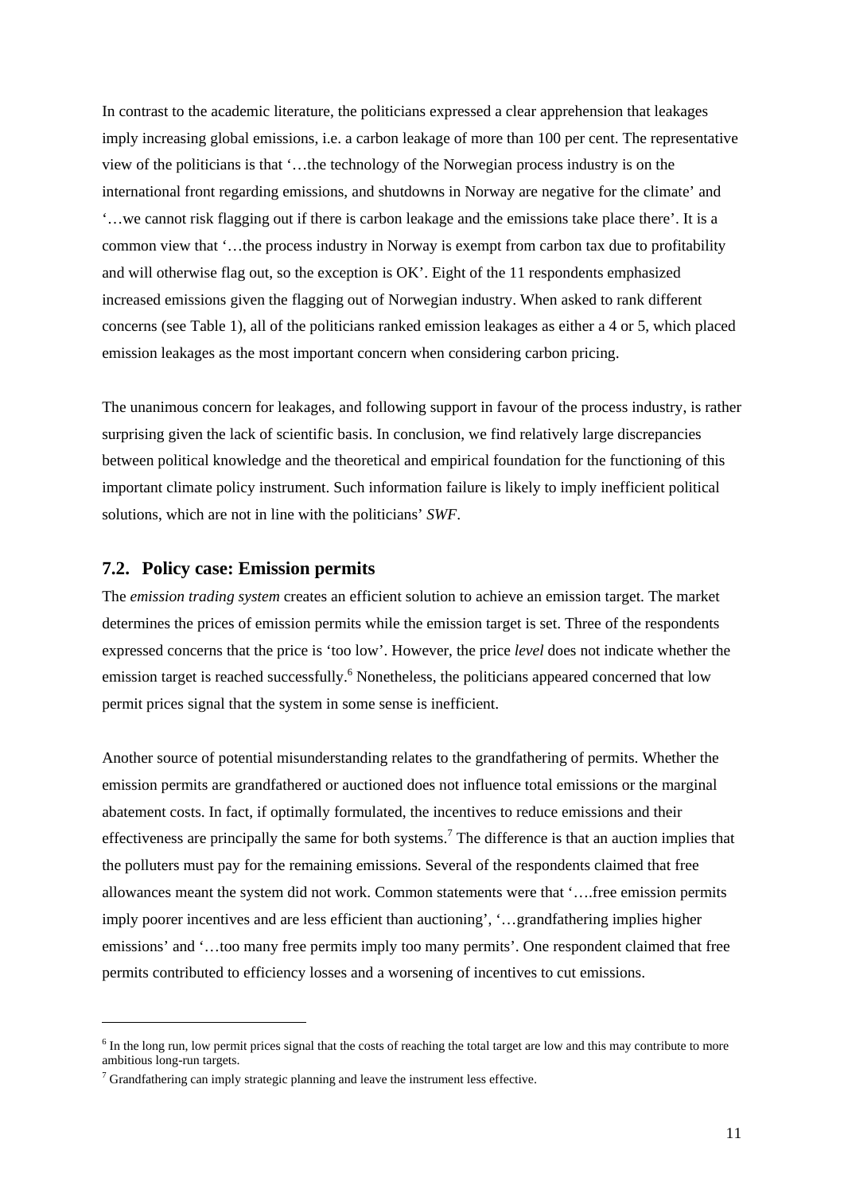In contrast to the academic literature, the politicians expressed a clear apprehension that leakages imply increasing global emissions, i.e. a carbon leakage of more than 100 per cent. The representative view of the politicians is that '…the technology of the Norwegian process industry is on the international front regarding emissions, and shutdowns in Norway are negative for the climate' and '…we cannot risk flagging out if there is carbon leakage and the emissions take place there'. It is a common view that '…the process industry in Norway is exempt from carbon tax due to profitability and will otherwise flag out, so the exception is OK'. Eight of the 11 respondents emphasized increased emissions given the flagging out of Norwegian industry. When asked to rank different concerns (see Table 1), all of the politicians ranked emission leakages as either a 4 or 5, which placed emission leakages as the most important concern when considering carbon pricing.

The unanimous concern for leakages, and following support in favour of the process industry, is rather surprising given the lack of scientific basis. In conclusion, we find relatively large discrepancies between political knowledge and the theoretical and empirical foundation for the functioning of this important climate policy instrument. Such information failure is likely to imply inefficient political solutions, which are not in line with the politicians' *SWF*.

### 7.2. Policy case: Emission permits

The *emission trading system* creates an efficient solution to achieve an emission target. The market determines the prices of emission permits while the emission target is set. Three of the respondents expressed concerns that the price is 'too low'. However, the price *level* does not indicate whether the emission target is reached successfully.[6] Nonetheless, the politicians appeared concerned that low permit prices signal that the system in some sense is inefficient.

Another source of potential misunderstanding relates to the grandfathering of permits. Whether the emission permits are grandfathered or auctioned does not influence total emissions or the marginal abatement costs. In fact, if optimally formulated, the incentives to reduce emissions and their effectiveness are principally the same for both systems.[7] The difference is that an auction implies that the polluters must pay for the remaining emissions. Several of the respondents claimed that free allowances meant the system did not work. Common statements were that '….free emission permits imply poorer incentives and are less efficient than auctioning', '…grandfathering implies higher emissions' and '…too many free permits imply too many permits'. One respondent claimed that free permits contributed to efficiency losses and a worsening of incentives to cut emissions.

---

[6] In the long run, low permit prices signal that the costs of reaching the total target are low and this may contribute to more ambitious long-run targets.

[7] Grandfathering can imply strategic planning and leave the instrument less effective.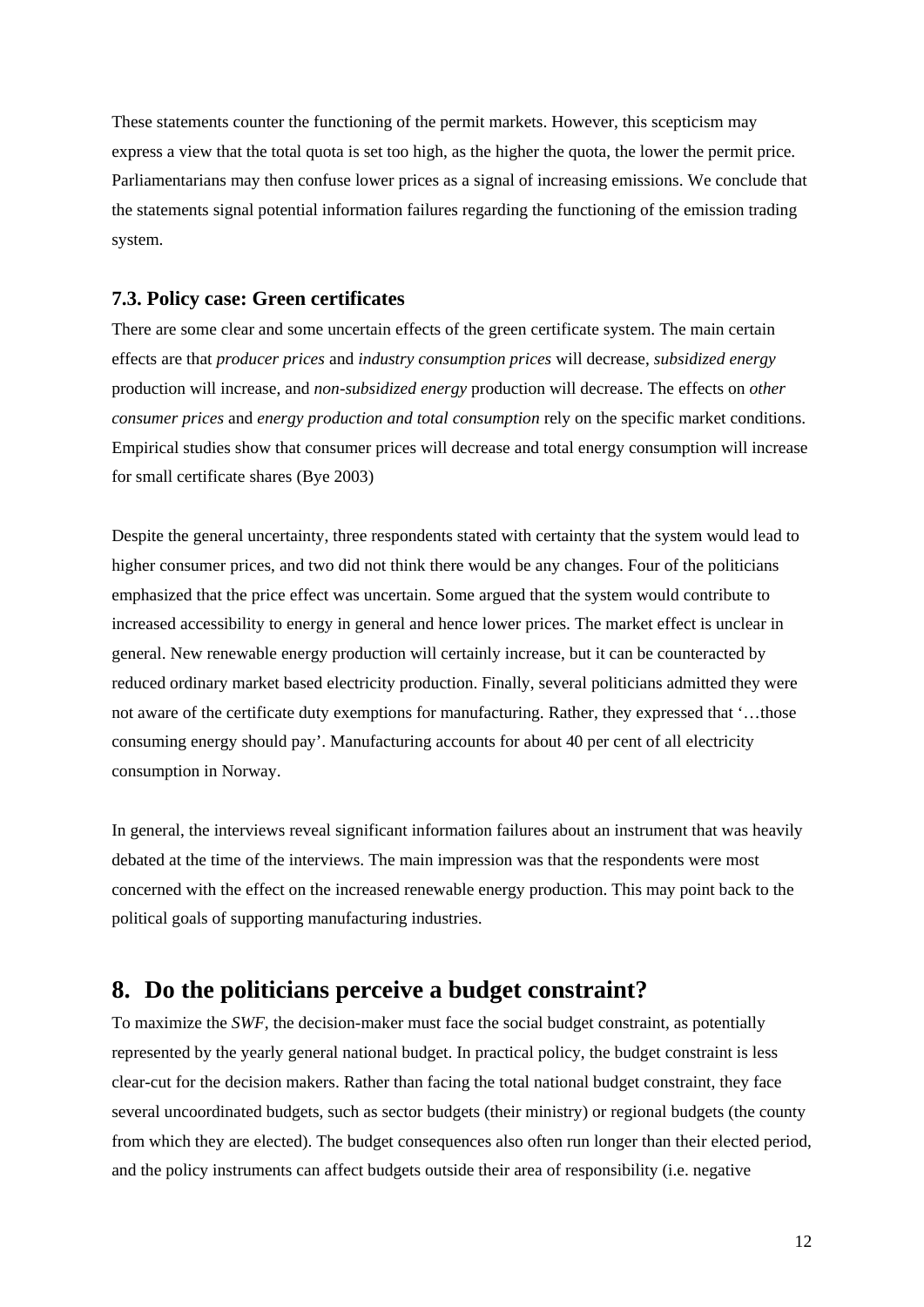These statements counter the functioning of the permit markets. However, this scepticism may express a view that the total quota is set too high, as the higher the quota, the lower the permit price. Parliamentarians may then confuse lower prices as a signal of increasing emissions. We conclude that the statements signal potential information failures regarding the functioning of the emission trading system.

### 7.3. Policy case: Green certificates

There are some clear and some uncertain effects of the green certificate system. The main certain effects are that *producer prices* and *industry consumption prices* will decrease, *subsidized energy* production will increase, and *non-subsidized energy* production will decrease. The effects on *other consumer prices* and *energy production and total consumption* rely on the specific market conditions. Empirical studies show that consumer prices will decrease and total energy consumption will increase for small certificate shares (Bye 2003)

Despite the general uncertainty, three respondents stated with certainty that the system would lead to higher consumer prices, and two did not think there would be any changes. Four of the politicians emphasized that the price effect was uncertain. Some argued that the system would contribute to increased accessibility to energy in general and hence lower prices. The market effect is unclear in general. New renewable energy production will certainly increase, but it can be counteracted by reduced ordinary market based electricity production. Finally, several politicians admitted they were not aware of the certificate duty exemptions for manufacturing. Rather, they expressed that '…those consuming energy should pay'. Manufacturing accounts for about 40 per cent of all electricity consumption in Norway.

In general, the interviews reveal significant information failures about an instrument that was heavily debated at the time of the interviews. The main impression was that the respondents were most concerned with the effect on the increased renewable energy production. This may point back to the political goals of supporting manufacturing industries.

## 8. Do the politicians perceive a budget constraint?

To maximize the *SWF*, the decision-maker must face the social budget constraint, as potentially represented by the yearly general national budget. In practical policy, the budget constraint is less clear-cut for the decision makers. Rather than facing the total national budget constraint, they face several uncoordinated budgets, such as sector budgets (their ministry) or regional budgets (the county from which they are elected). The budget consequences also often run longer than their elected period, and the policy instruments can affect budgets outside their area of responsibility (i.e. negative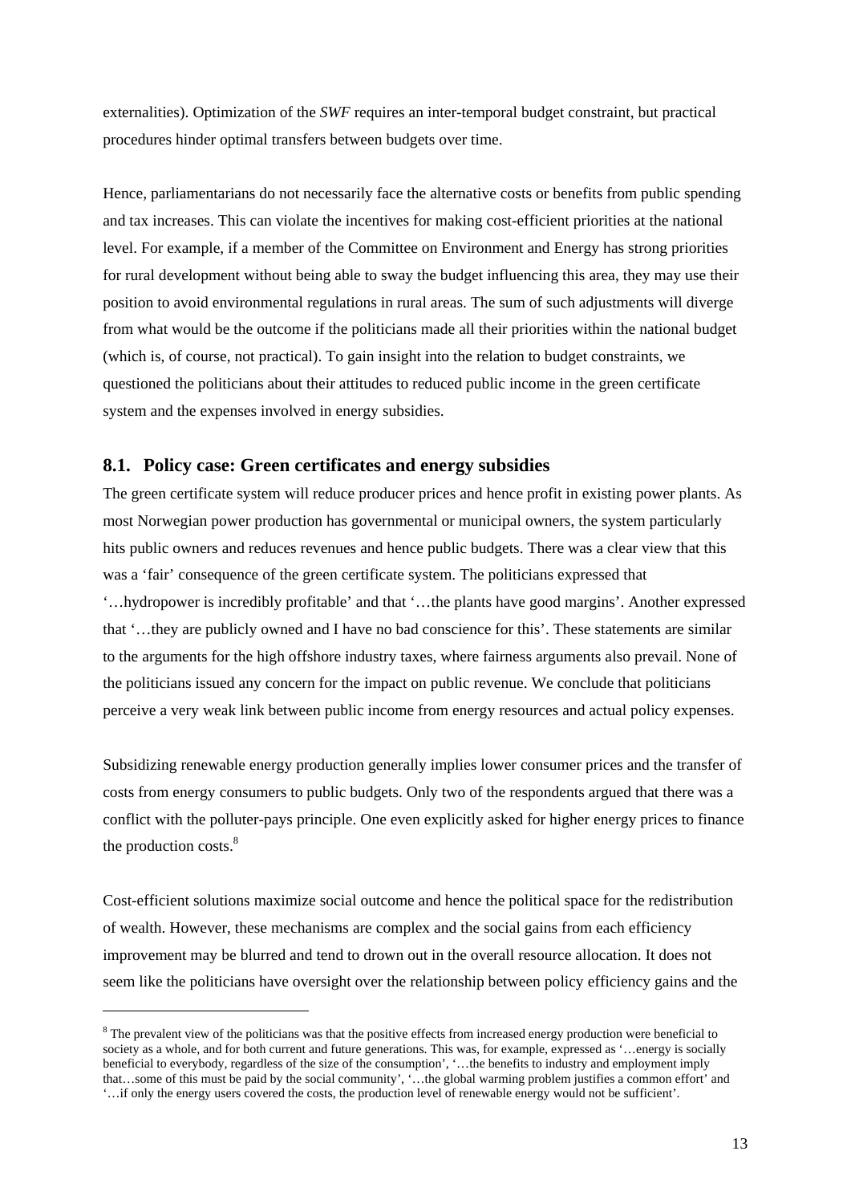externalities). Optimization of the *SWF* requires an inter-temporal budget constraint, but practical procedures hinder optimal transfers between budgets over time.

Hence, parliamentarians do not necessarily face the alternative costs or benefits from public spending and tax increases. This can violate the incentives for making cost-efficient priorities at the national level. For example, if a member of the Committee on Environment and Energy has strong priorities for rural development without being able to sway the budget influencing this area, they may use their position to avoid environmental regulations in rural areas. The sum of such adjustments will diverge from what would be the outcome if the politicians made all their priorities within the national budget (which is, of course, not practical). To gain insight into the relation to budget constraints, we questioned the politicians about their attitudes to reduced public income in the green certificate system and the expenses involved in energy subsidies.

## 8.1. Policy case: Green certificates and energy subsidies

The green certificate system will reduce producer prices and hence profit in existing power plants. As most Norwegian power production has governmental or municipal owners, the system particularly hits public owners and reduces revenues and hence public budgets. There was a clear view that this was a 'fair' consequence of the green certificate system. The politicians expressed that '…hydropower is incredibly profitable' and that '…the plants have good margins'. Another expressed that '…they are publicly owned and I have no bad conscience for this'. These statements are similar to the arguments for the high offshore industry taxes, where fairness arguments also prevail. None of the politicians issued any concern for the impact on public revenue. We conclude that politicians perceive a very weak link between public income from energy resources and actual policy expenses.

Subsidizing renewable energy production generally implies lower consumer prices and the transfer of costs from energy consumers to public budgets. Only two of the respondents argued that there was a conflict with the polluter-pays principle. One even explicitly asked for higher energy prices to finance the production costs.[8]

Cost-efficient solutions maximize social outcome and hence the political space for the redistribution of wealth. However, these mechanisms are complex and the social gains from each efficiency improvement may be blurred and tend to drown out in the overall resource allocation. It does not seem like the politicians have oversight over the relationship between policy efficiency gains and the

---

[8] The prevalent view of the politicians was that the positive effects from increased energy production were beneficial to society as a whole, and for both current and future generations. This was, for example, expressed as '…energy is socially beneficial to everybody, regardless of the size of the consumption', '…the benefits to industry and employment imply that…some of this must be paid by the social community', '…the global warming problem justifies a common effort' and '…if only the energy users covered the costs, the production level of renewable energy would not be sufficient'.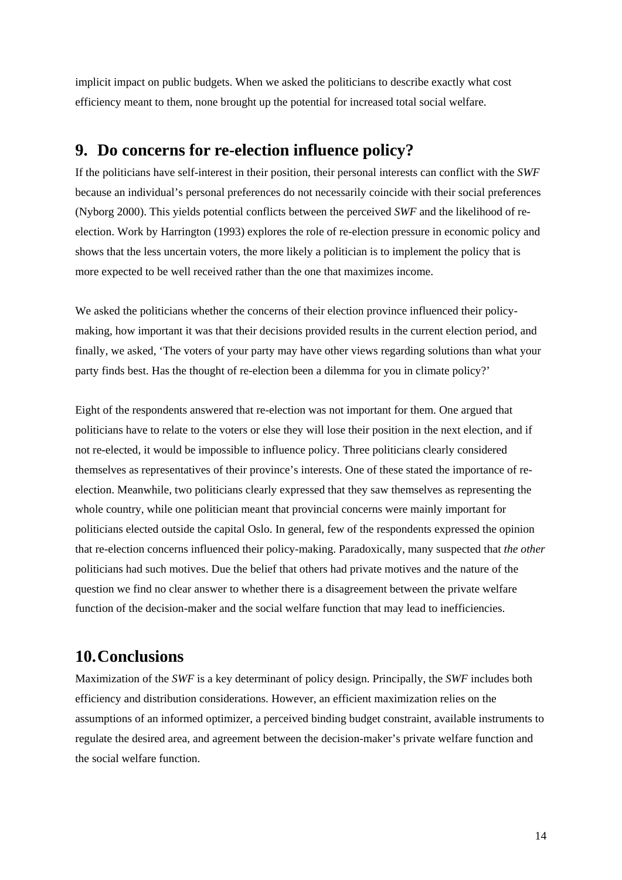implicit impact on public budgets. When we asked the politicians to describe exactly what cost efficiency meant to them, none brought up the potential for increased total social welfare.

## 9. Do concerns for re-election influence policy?

If the politicians have self-interest in their position, their personal interests can conflict with the *SWF* because an individual's personal preferences do not necessarily coincide with their social preferences (Nyborg 2000). This yields potential conflicts between the perceived *SWF* and the likelihood of re-election. Work by Harrington (1993) explores the role of re-election pressure in economic policy and shows that the less uncertain voters, the more likely a politician is to implement the policy that is more expected to be well received rather than the one that maximizes income.

We asked the politicians whether the concerns of their election province influenced their policy-making, how important it was that their decisions provided results in the current election period, and finally, we asked, 'The voters of your party may have other views regarding solutions than what your party finds best. Has the thought of re-election been a dilemma for you in climate policy?'

Eight of the respondents answered that re-election was not important for them. One argued that politicians have to relate to the voters or else they will lose their position in the next election, and if not re-elected, it would be impossible to influence policy. Three politicians clearly considered themselves as representatives of their province's interests. One of these stated the importance of re-election. Meanwhile, two politicians clearly expressed that they saw themselves as representing the whole country, while one politician meant that provincial concerns were mainly important for politicians elected outside the capital Oslo. In general, few of the respondents expressed the opinion that re-election concerns influenced their policy-making. Paradoxically, many suspected that *the other* politicians had such motives. Due the belief that others had private motives and the nature of the question we find no clear answer to whether there is a disagreement between the private welfare function of the decision-maker and the social welfare function that may lead to inefficiencies.

## 10. Conclusions

Maximization of the *SWF* is a key determinant of policy design. Principally, the *SWF* includes both efficiency and distribution considerations. However, an efficient maximization relies on the assumptions of an informed optimizer, a perceived binding budget constraint, available instruments to regulate the desired area, and agreement between the decision-maker's private welfare function and the social welfare function.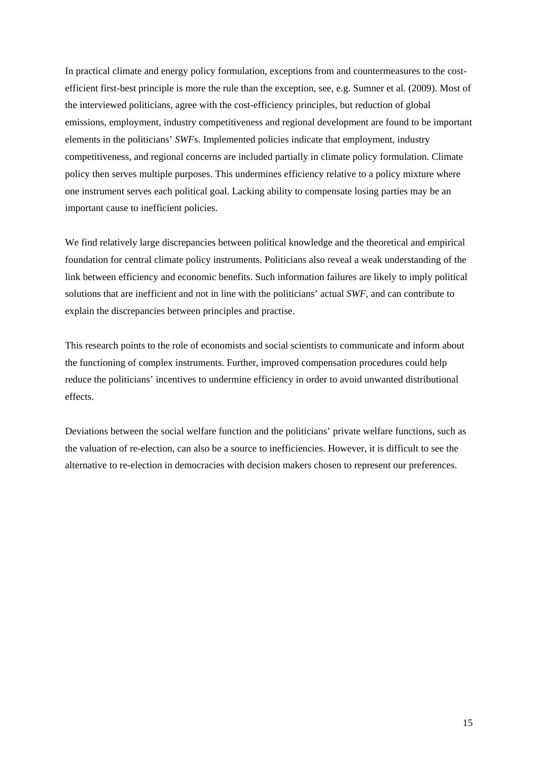In practical climate and energy policy formulation, exceptions from and countermeasures to the cost-efficient first-best principle is more the rule than the exception, see, e.g. Sumner et al. (2009). Most of the interviewed politicians, agree with the cost-efficiency principles, but reduction of global emissions, employment, industry competitiveness and regional development are found to be important elements in the politicians' *SWF*s. Implemented policies indicate that employment, industry competitiveness, and regional concerns are included partially in climate policy formulation. Climate policy then serves multiple purposes. This undermines efficiency relative to a policy mixture where one instrument serves each political goal. Lacking ability to compensate losing parties may be an important cause to inefficient policies.

We find relatively large discrepancies between political knowledge and the theoretical and empirical foundation for central climate policy instruments. Politicians also reveal a weak understanding of the link between efficiency and economic benefits. Such information failures are likely to imply political solutions that are inefficient and not in line with the politicians' actual *SWF*, and can contribute to explain the discrepancies between principles and practise.

This research points to the role of economists and social scientists to communicate and inform about the functioning of complex instruments. Further, improved compensation procedures could help reduce the politicians' incentives to undermine efficiency in order to avoid unwanted distributional effects.

Deviations between the social welfare function and the politicians' private welfare functions, such as the valuation of re-election, can also be a source to inefficiencies. However, it is difficult to see the alternative to re-election in democracies with decision makers chosen to represent our preferences.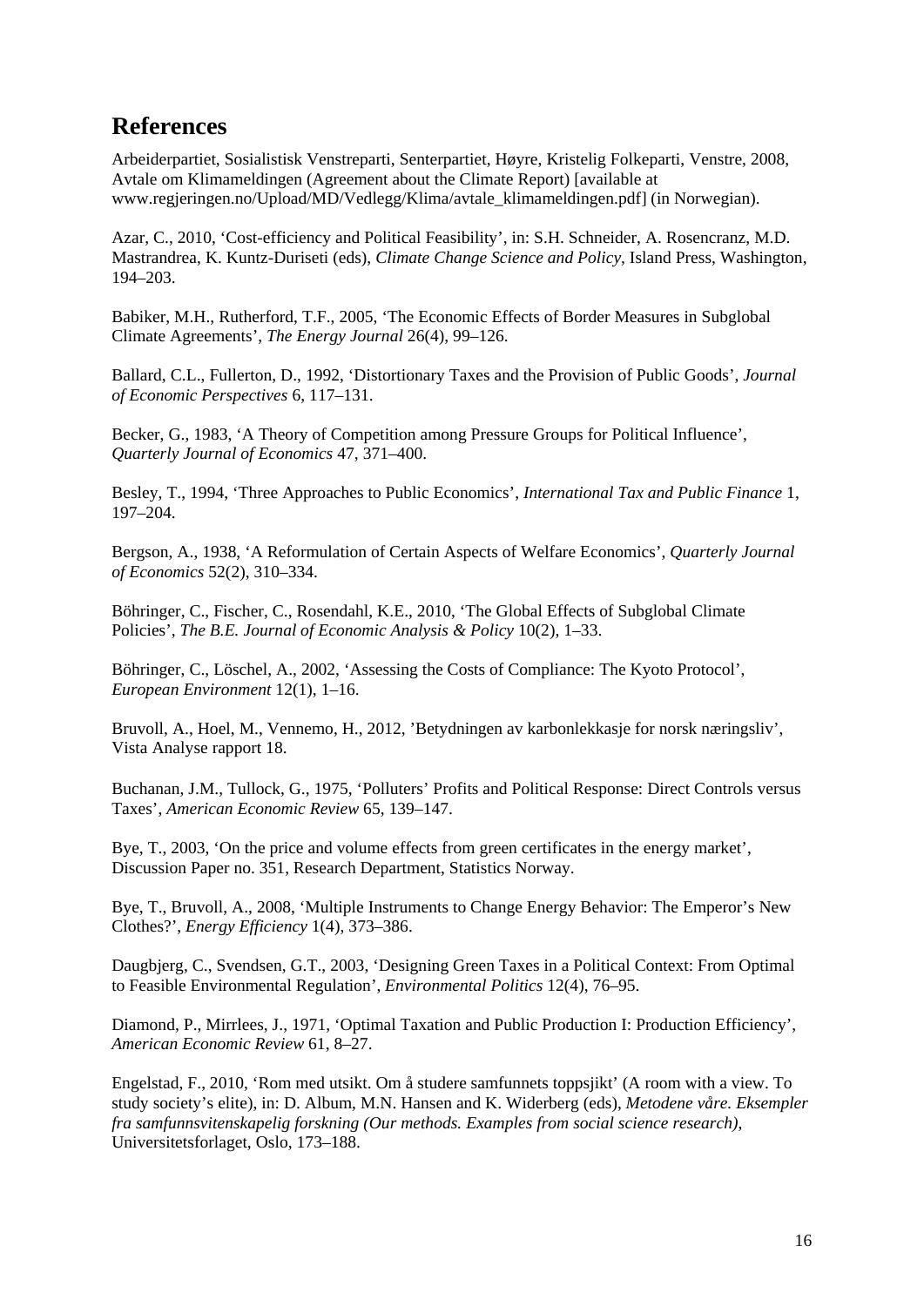## References

Arbeiderpartiet, Sosialistisk Venstreparti, Senterpartiet, Høyre, Kristelig Folkeparti, Venstre, 2008, Avtale om Klimameldingen (Agreement about the Climate Report) [available at www.regjeringen.no/Upload/MD/Vedlegg/Klima/avtale_klimameldingen.pdf] (in Norwegian).

Azar, C., 2010, 'Cost-efficiency and Political Feasibility', in: S.H. Schneider, A. Rosencranz, M.D. Mastrandrea, K. Kuntz-Duriseti (eds), *Climate Change Science and Policy*, Island Press, Washington, 194–203.

Babiker, M.H., Rutherford, T.F., 2005, 'The Economic Effects of Border Measures in Subglobal Climate Agreements', *The Energy Journal* 26(4), 99–126.

Ballard, C.L., Fullerton, D., 1992, 'Distortionary Taxes and the Provision of Public Goods', *Journal of Economic Perspectives* 6, 117–131.

Becker, G., 1983, 'A Theory of Competition among Pressure Groups for Political Influence', *Quarterly Journal of Economics* 47, 371–400.

Besley, T., 1994, 'Three Approaches to Public Economics', *International Tax and Public Finance* 1, 197–204.

Bergson, A., 1938, 'A Reformulation of Certain Aspects of Welfare Economics', *Quarterly Journal of Economics* 52(2), 310–334.

Böhringer, C., Fischer, C., Rosendahl, K.E., 2010, 'The Global Effects of Subglobal Climate Policies', *The B.E. Journal of Economic Analysis & Policy* 10(2), 1–33.

Böhringer, C., Löschel, A., 2002, 'Assessing the Costs of Compliance: The Kyoto Protocol', *European Environment* 12(1), 1–16.

Bruvoll, A., Hoel, M., Vennemo, H., 2012, 'Betydningen av karbonlekkasje for norsk næringsliv', Vista Analyse rapport 18.

Buchanan, J.M., Tullock, G., 1975, 'Polluters' Profits and Political Response: Direct Controls versus Taxes', *American Economic Review* 65, 139–147.

Bye, T., 2003, 'On the price and volume effects from green certificates in the energy market', Discussion Paper no. 351, Research Department, Statistics Norway.

Bye, T., Bruvoll, A., 2008, 'Multiple Instruments to Change Energy Behavior: The Emperor's New Clothes?', *Energy Efficiency* 1(4), 373–386.

Daugbjerg, C., Svendsen, G.T., 2003, 'Designing Green Taxes in a Political Context: From Optimal to Feasible Environmental Regulation', *Environmental Politics* 12(4), 76–95.

Diamond, P., Mirrlees, J., 1971, 'Optimal Taxation and Public Production I: Production Efficiency', *American Economic Review* 61, 8–27.

Engelstad, F., 2010, 'Rom med utsikt. Om å studere samfunnets toppsjikt' (A room with a view. To study society's elite), in: D. Album, M.N. Hansen and K. Widerberg (eds), *Metodene våre. Eksempler fra samfunnsvitenskapelig forskning (Our methods. Examples from social science research)*, Universitetsforlaget, Oslo, 173–188.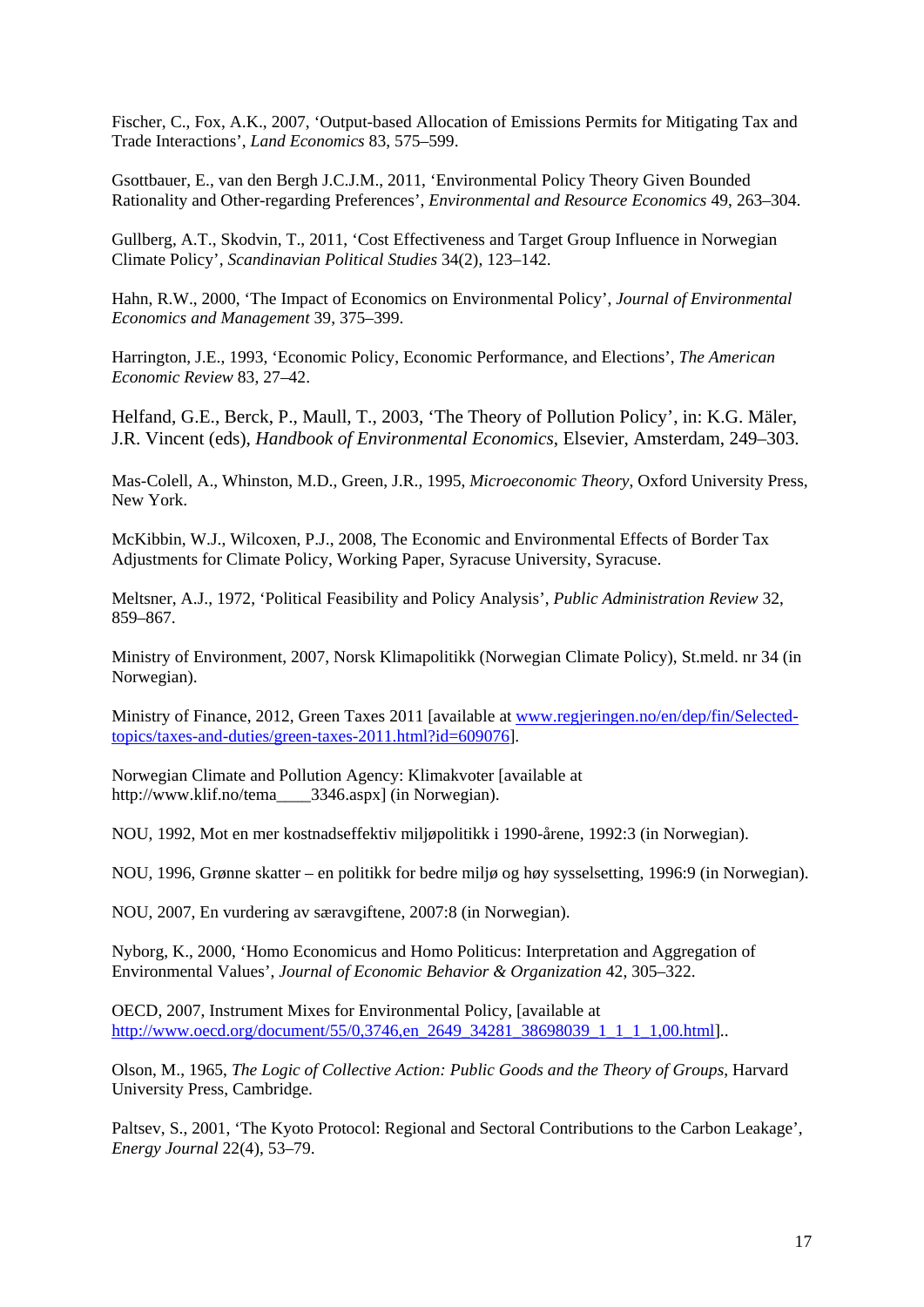Fischer, C., Fox, A.K., 2007, 'Output-based Allocation of Emissions Permits for Mitigating Tax and Trade Interactions', *Land Economics* 83, 575–599.

Gsottbauer, E., van den Bergh J.C.J.M., 2011, 'Environmental Policy Theory Given Bounded Rationality and Other-regarding Preferences', *Environmental and Resource Economics* 49, 263–304.

Gullberg, A.T., Skodvin, T., 2011, 'Cost Effectiveness and Target Group Influence in Norwegian Climate Policy', *Scandinavian Political Studies* 34(2), 123–142.

Hahn, R.W., 2000, 'The Impact of Economics on Environmental Policy', *Journal of Environmental Economics and Management* 39, 375–399.

Harrington, J.E., 1993, 'Economic Policy, Economic Performance, and Elections', *The American Economic Review* 83, 27–42.

Helfand, G.E., Berck, P., Maull, T., 2003, 'The Theory of Pollution Policy', in: K.G. Mäler, J.R. Vincent (eds), *Handbook of Environmental Economics*, Elsevier, Amsterdam, 249–303.

Mas-Colell, A., Whinston, M.D., Green, J.R., 1995, *Microeconomic Theory*, Oxford University Press, New York.

McKibbin, W.J., Wilcoxen, P.J., 2008, The Economic and Environmental Effects of Border Tax Adjustments for Climate Policy, Working Paper, Syracuse University, Syracuse.

Meltsner, A.J., 1972, 'Political Feasibility and Policy Analysis', *Public Administration Review* 32, 859–867.

Ministry of Environment, 2007, Norsk Klimapolitikk (Norwegian Climate Policy), St.meld. nr 34 (in Norwegian).

Ministry of Finance, 2012, Green Taxes 2011 [available at www.regjeringen.no/en/dep/fin/Selected-topics/taxes-and-duties/green-taxes-2011.html?id=609076].

Norwegian Climate and Pollution Agency: Klimakvoter [available at http://www.klif.no/tema____3346.aspx] (in Norwegian).

NOU, 1992, Mot en mer kostnadseffektiv miljøpolitikk i 1990-årene, 1992:3 (in Norwegian).

NOU, 1996, Grønne skatter – en politikk for bedre miljø og høy sysselsetting, 1996:9 (in Norwegian).

NOU, 2007, En vurdering av særavgiftene, 2007:8 (in Norwegian).

Nyborg, K., 2000, 'Homo Economicus and Homo Politicus: Interpretation and Aggregation of Environmental Values', *Journal of Economic Behavior & Organization* 42, 305–322.

OECD, 2007, Instrument Mixes for Environmental Policy, [available at http://www.oecd.org/document/55/0,3746,en_2649_34281_38698039_1_1_1_1,00.html]..

Olson, M., 1965, *The Logic of Collective Action: Public Goods and the Theory of Groups*, Harvard University Press, Cambridge.

Paltsev, S., 2001, 'The Kyoto Protocol: Regional and Sectoral Contributions to the Carbon Leakage', *Energy Journal* 22(4), 53–79.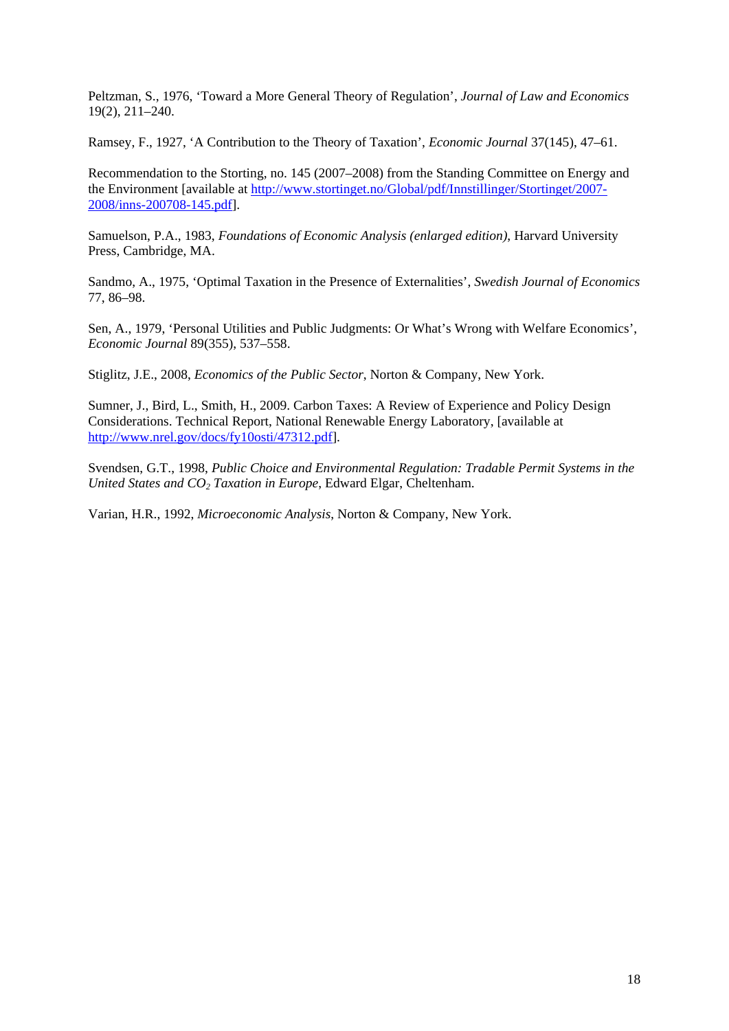Peltzman, S., 1976, 'Toward a More General Theory of Regulation', *Journal of Law and Economics* 19(2), 211–240.

Ramsey, F., 1927, 'A Contribution to the Theory of Taxation', *Economic Journal* 37(145), 47–61.

Recommendation to the Storting, no. 145 (2007–2008) from the Standing Committee on Energy and the Environment [available at http://www.stortinget.no/Global/pdf/Innstillinger/Stortinget/2007-2008/inns-200708-145.pdf].

Samuelson, P.A., 1983, *Foundations of Economic Analysis (enlarged edition)*, Harvard University Press, Cambridge, MA.

Sandmo, A., 1975, 'Optimal Taxation in the Presence of Externalities', *Swedish Journal of Economics* 77, 86–98.

Sen, A., 1979, 'Personal Utilities and Public Judgments: Or What's Wrong with Welfare Economics', *Economic Journal* 89(355), 537–558.

Stiglitz, J.E., 2008, *Economics of the Public Sector*, Norton & Company, New York.

Sumner, J., Bird, L., Smith, H., 2009. Carbon Taxes: A Review of Experience and Policy Design Considerations. Technical Report, National Renewable Energy Laboratory, [available at http://www.nrel.gov/docs/fy10osti/47312.pdf].

Svendsen, G.T., 1998, *Public Choice and Environmental Regulation: Tradable Permit Systems in the United States and $CO_2$ Taxation in Europe*, Edward Elgar, Cheltenham.

Varian, H.R., 1992, *Microeconomic Analysis*, Norton & Company, New York.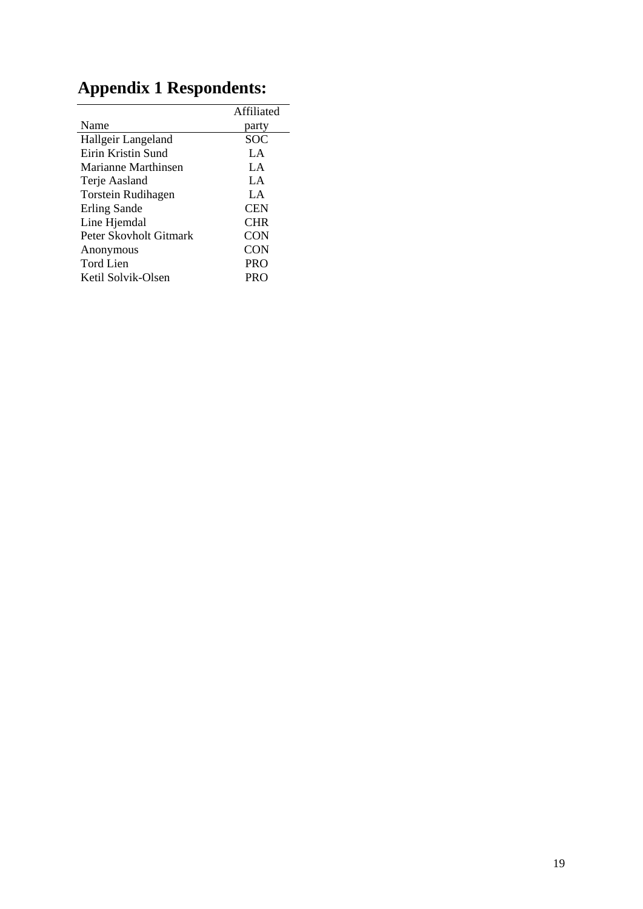# Appendix 1 Respondents:

| Name | Affiliated party |
|---|---|
| Hallgeir Langeland | SOC |
| Eirin Kristin Sund | LA |
| Marianne Marthinsen | LA |
| Terje Aasland | LA |
| Torstein Rudihagen | LA |
| Erling Sande | CEN |
| Line Hjemdal | CHR |
| Peter Skovholt Gitmark | CON |
| Anonymous | CON |
| Tord Lien | PRO |
| Ketil Solvik-Olsen | PRO |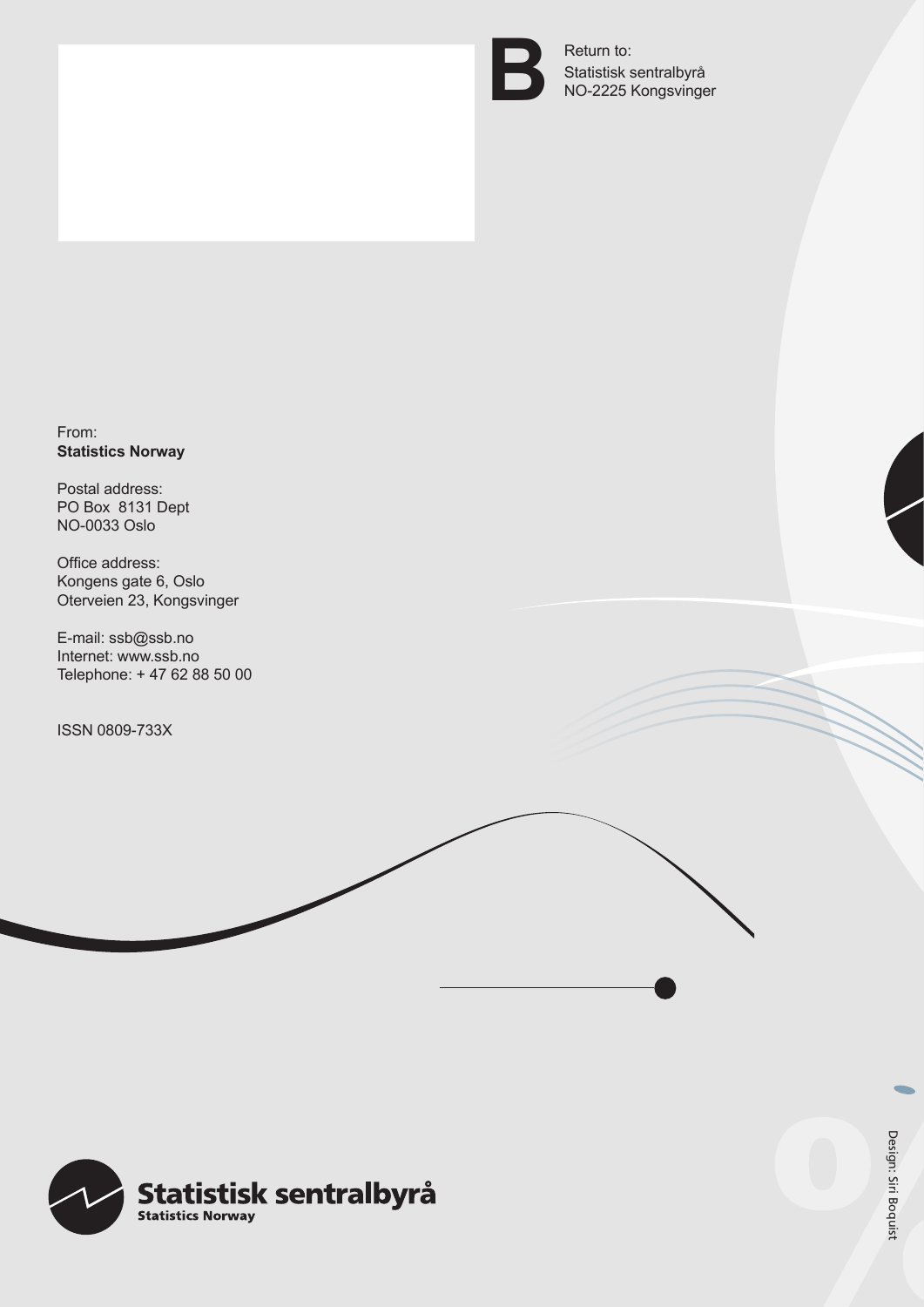**B**

Return to:
Statistisk sentralbyrå
NO-2225 Kongsvinger

From:
**Statistics Norway**

Postal address:
PO Box 8131 Dept
NO-0033 Oslo

Office address:
Kongens gate 6, Oslo
Oterveien 23, Kongsvinger

E-mail: ssb@ssb.no
Internet: www.ssb.no
Telephone: + 47 62 88 50 00

ISSN 0809-733X

**Statistisk sentralbyrå**
**Statistics Norway**

Design: Siri Boquist